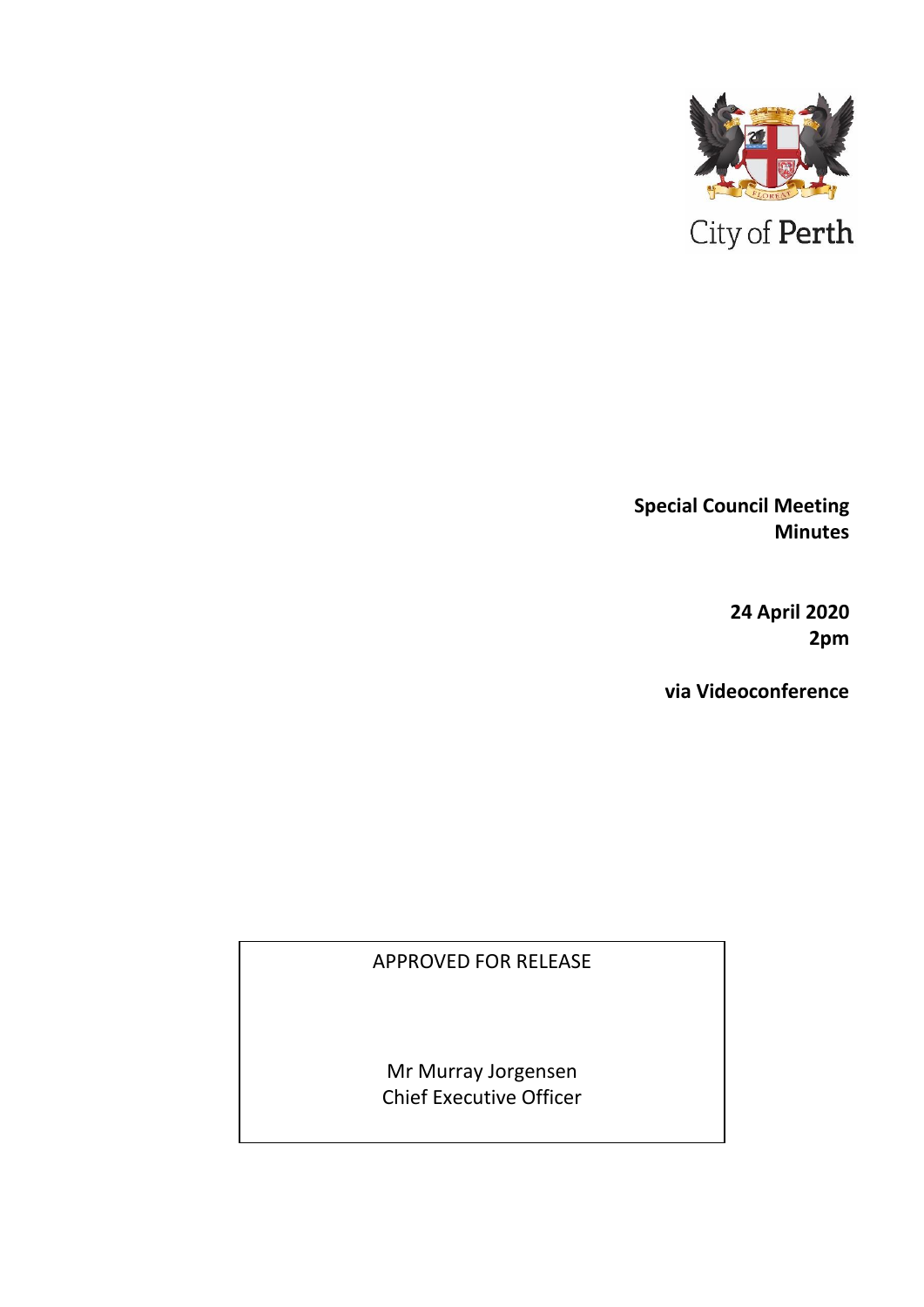City of Perth

**Special Council Meeting Minutes**

**24 April 2020**
**2pm**

**via Videoconference**

APPROVED FOR RELEASE

Mr Murray Jorgensen
Chief Executive Officer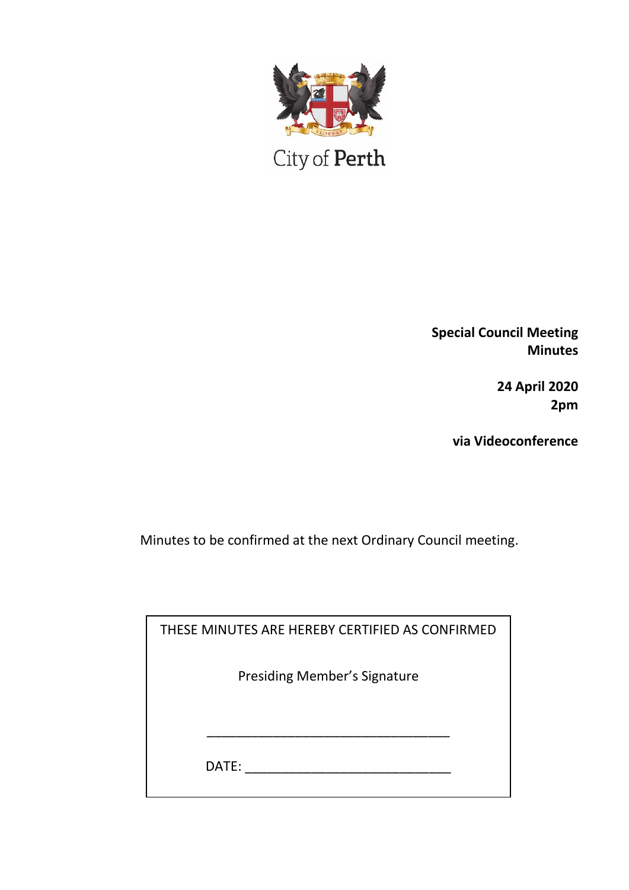City of Perth

**Special Council Meeting Minutes**

**24 April 2020**
**2pm**

**via Videoconference**

Minutes to be confirmed at the next Ordinary Council meeting.

THESE MINUTES ARE HEREBY CERTIFIED AS CONFIRMED

Presiding Member's Signature

___________________________________

DATE: _____________________________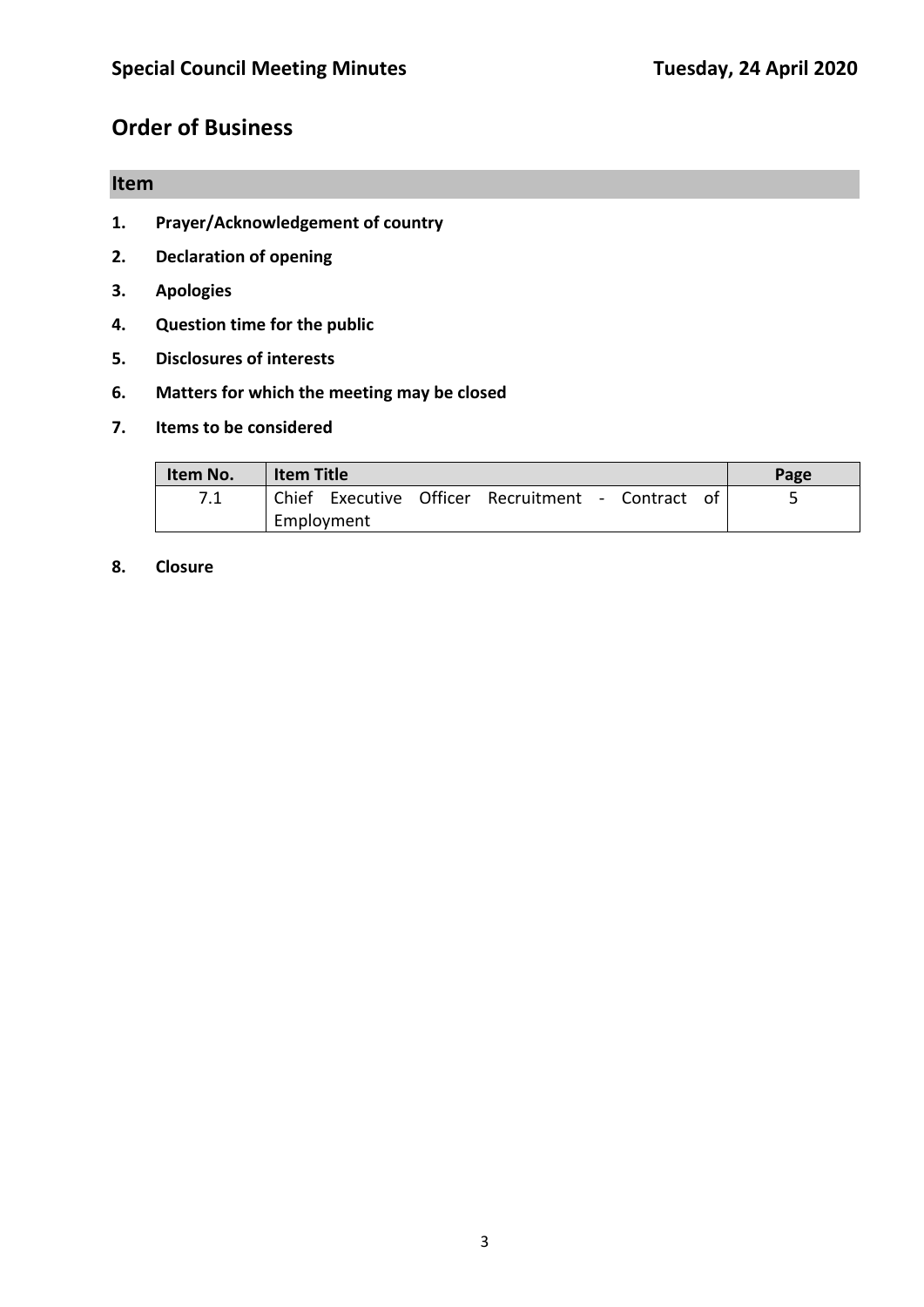## Order of Business

| Item |
|---|

1. **Prayer/Acknowledgement of country**
2. **Declaration of opening**
3. **Apologies**
4. **Question time for the public**
5. **Disclosures of interests**
6. **Matters for which the meeting may be closed**
7. **Items to be considered**

| Item No. | Item Title | Page |
|---|---|---|
| 7.1 | Chief Executive Officer Recruitment - Contract of Employment | 5 |

8. **Closure**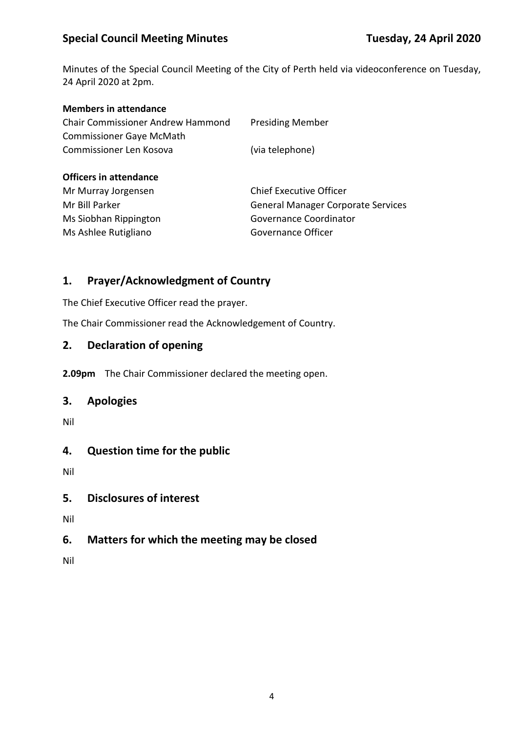Minutes of the Special Council Meeting of the City of Perth held via videoconference on Tuesday, 24 April 2020 at 2pm.

**Members in attendance**

| | |
|---|---|
| Chair Commissioner Andrew Hammond | Presiding Member |
| Commissioner Gaye McMath | |
| Commissioner Len Kosova | (via telephone) |

**Officers in attendance**

| | |
|---|---|
| Mr Murray Jorgensen | Chief Executive Officer |
| Mr Bill Parker | General Manager Corporate Services |
| Ms Siobhan Rippington | Governance Coordinator |
| Ms Ashlee Rutigliano | Governance Officer |

## 1. Prayer/Acknowledgment of Country

The Chief Executive Officer read the prayer.

The Chair Commissioner read the Acknowledgement of Country.

## 2. Declaration of opening

**2.09pm** The Chair Commissioner declared the meeting open.

## 3. Apologies

Nil

## 4. Question time for the public

Nil

## 5. Disclosures of interest

Nil

## 6. Matters for which the meeting may be closed

Nil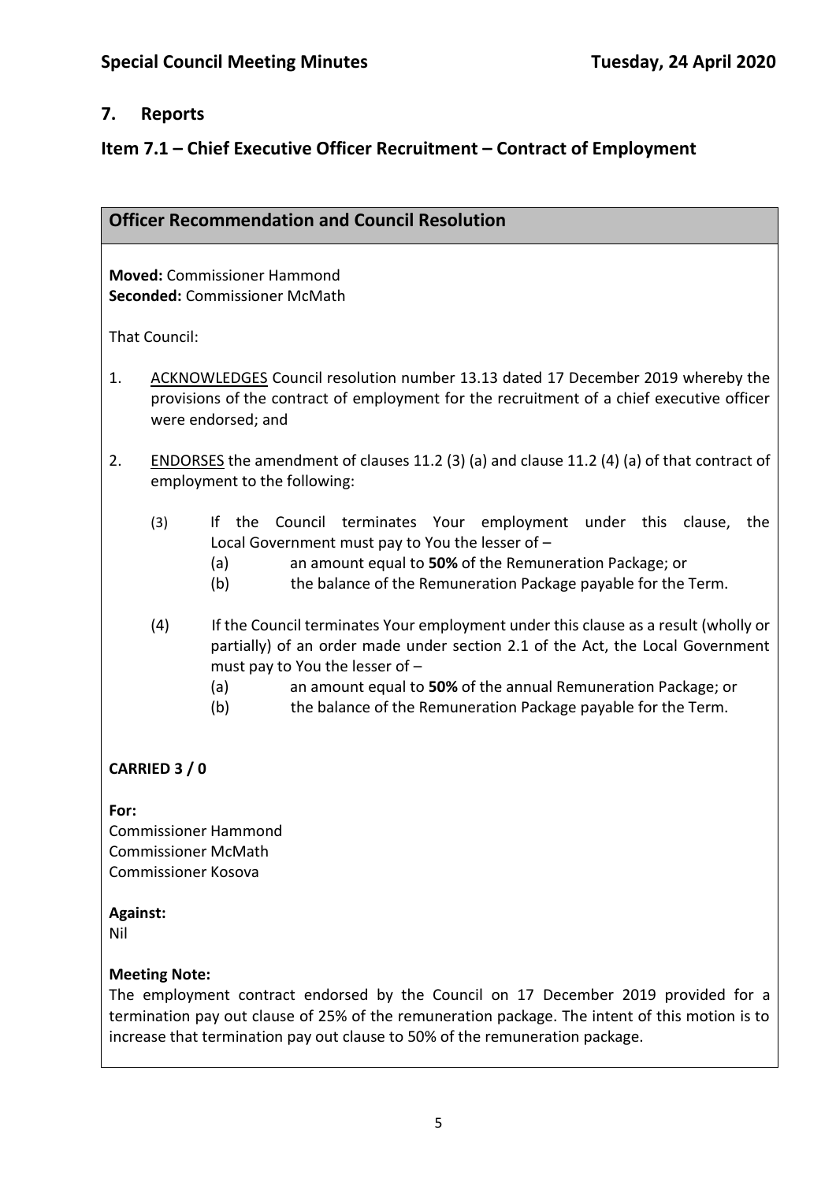## 7. Reports

## Item 7.1 – Chief Executive Officer Recruitment – Contract of Employment

### Officer Recommendation and Council Resolution

**Moved:** Commissioner Hammond
**Seconded:** Commissioner McMath

That Council:

1. ACKNOWLEDGES Council resolution number 13.13 dated 17 December 2019 whereby the provisions of the contract of employment for the recruitment of a chief executive officer were endorsed; and

2. ENDORSES the amendment of clauses 11.2 (3) (a) and clause 11.2 (4) (a) of that contract of employment to the following:

   (3) If the Council terminates Your employment under this clause, the Local Government must pay to You the lesser of –
      (a) an amount equal to **50%** of the Remuneration Package; or
      (b) the balance of the Remuneration Package payable for the Term.

   (4) If the Council terminates Your employment under this clause as a result (wholly or partially) of an order made under section 2.1 of the Act, the Local Government must pay to You the lesser of –
      (a) an amount equal to **50%** of the annual Remuneration Package; or
      (b) the balance of the Remuneration Package payable for the Term.

**CARRIED 3 / 0**

**For:**
Commissioner Hammond
Commissioner McMath
Commissioner Kosova

**Against:**
Nil

**Meeting Note:**
The employment contract endorsed by the Council on 17 December 2019 provided for a termination pay out clause of 25% of the remuneration package. The intent of this motion is to increase that termination pay out clause to 50% of the remuneration package.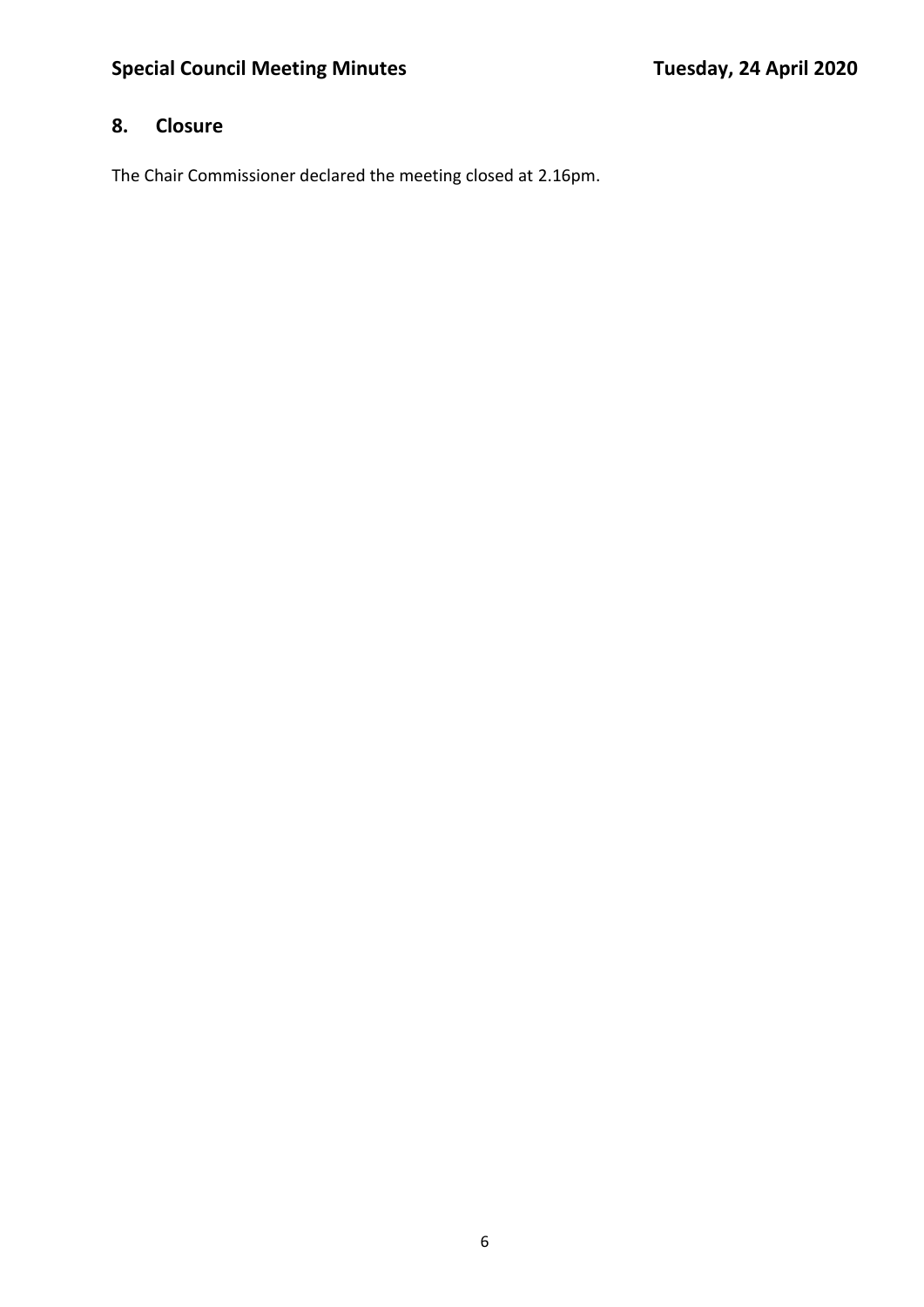## 8. Closure

The Chair Commissioner declared the meeting closed at 2.16pm.